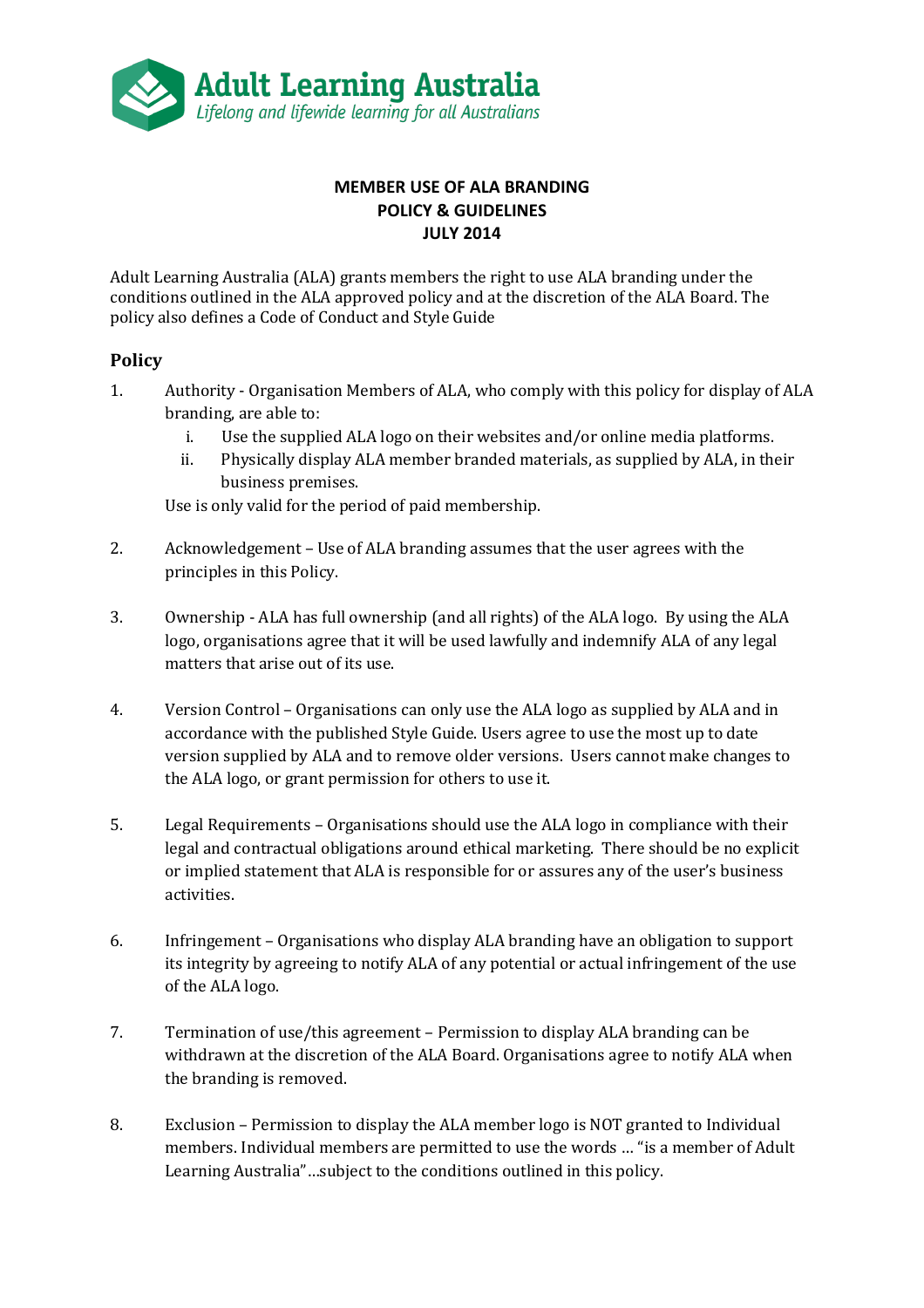**Adult Learning Australia**
*Lifelong and lifewide learning for all Australians*

**MEMBER USE OF ALA BRANDING**
**POLICY & GUIDELINES**
**JULY 2014**

Adult Learning Australia (ALA) grants members the right to use ALA branding under the conditions outlined in the ALA approved policy and at the discretion of the ALA Board. The policy also defines a Code of Conduct and Style Guide

## Policy

1. Authority - Organisation Members of ALA, who comply with this policy for display of ALA branding, are able to:
   i. Use the supplied ALA logo on their websites and/or online media platforms.
   ii. Physically display ALA member branded materials, as supplied by ALA, in their business premises.

   Use is only valid for the period of paid membership.

2. Acknowledgement – Use of ALA branding assumes that the user agrees with the principles in this Policy.

3. Ownership - ALA has full ownership (and all rights) of the ALA logo. By using the ALA logo, organisations agree that it will be used lawfully and indemnify ALA of any legal matters that arise out of its use.

4. Version Control – Organisations can only use the ALA logo as supplied by ALA and in accordance with the published Style Guide. Users agree to use the most up to date version supplied by ALA and to remove older versions. Users cannot make changes to the ALA logo, or grant permission for others to use it.

5. Legal Requirements – Organisations should use the ALA logo in compliance with their legal and contractual obligations around ethical marketing. There should be no explicit or implied statement that ALA is responsible for or assures any of the user's business activities.

6. Infringement – Organisations who display ALA branding have an obligation to support its integrity by agreeing to notify ALA of any potential or actual infringement of the use of the ALA logo.

7. Termination of use/this agreement – Permission to display ALA branding can be withdrawn at the discretion of the ALA Board. Organisations agree to notify ALA when the branding is removed.

8. Exclusion – Permission to display the ALA member logo is NOT granted to Individual members. Individual members are permitted to use the words … "is a member of Adult Learning Australia"…subject to the conditions outlined in this policy.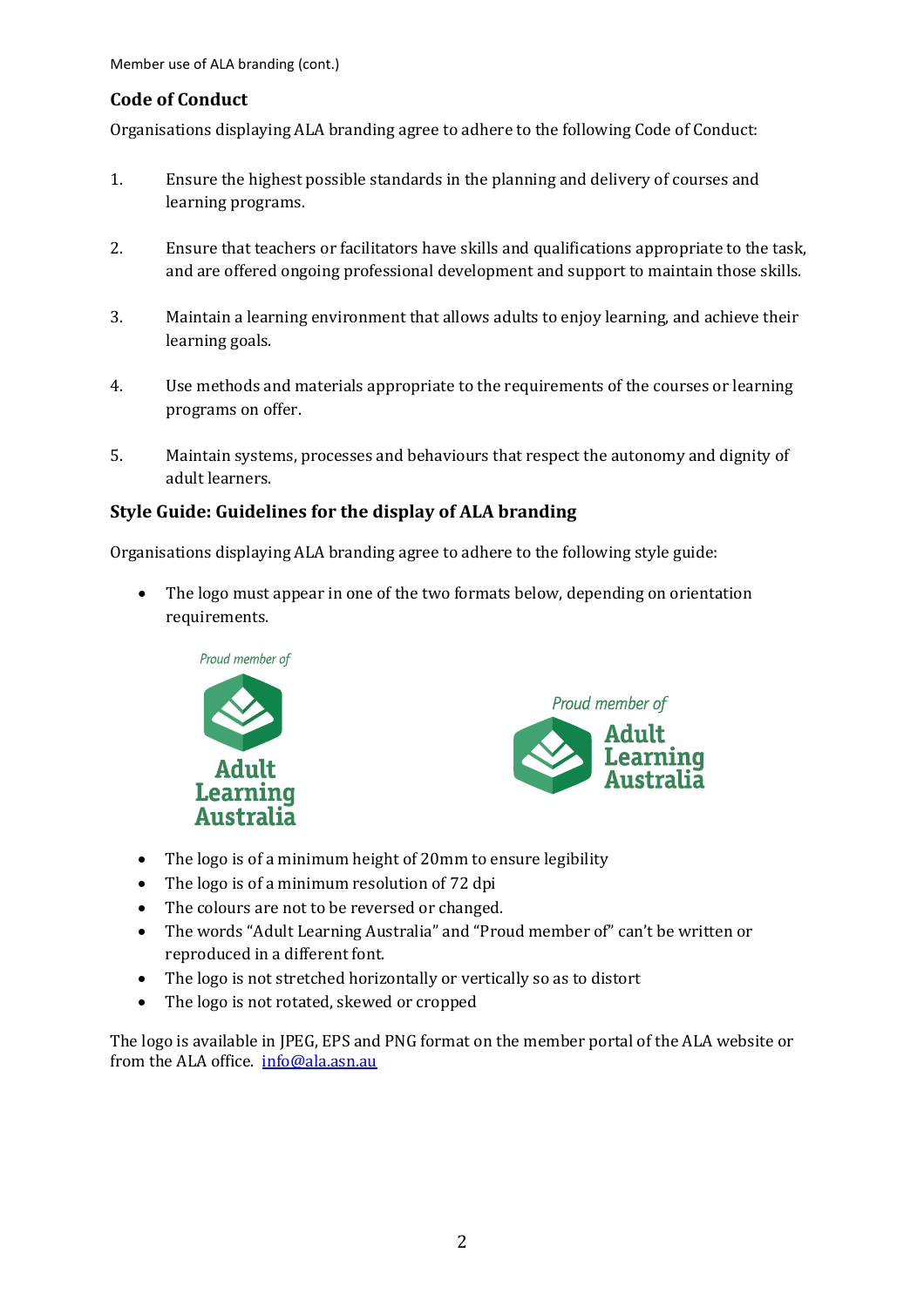Member use of ALA branding (cont.)

## Code of Conduct

Organisations displaying ALA branding agree to adhere to the following Code of Conduct:

1. Ensure the highest possible standards in the planning and delivery of courses and learning programs.

2. Ensure that teachers or facilitators have skills and qualifications appropriate to the task, and are offered ongoing professional development and support to maintain those skills.

3. Maintain a learning environment that allows adults to enjoy learning, and achieve their learning goals.

4. Use methods and materials appropriate to the requirements of the courses or learning programs on offer.

5. Maintain systems, processes and behaviours that respect the autonomy and dignity of adult learners.

## Style Guide: Guidelines for the display of ALA branding

Organisations displaying ALA branding agree to adhere to the following style guide:

- The logo must appear in one of the two formats below, depending on orientation requirements.

Proud member of
Adult Learning Australia

Proud member of
Adult Learning Australia

- The logo is of a minimum height of 20mm to ensure legibility
- The logo is of a minimum resolution of 72 dpi
- The colours are not to be reversed or changed.
- The words "Adult Learning Australia" and "Proud member of" can't be written or reproduced in a different font.
- The logo is not stretched horizontally or vertically so as to distort
- The logo is not rotated, skewed or cropped

The logo is available in JPEG, EPS and PNG format on the member portal of the ALA website or from the ALA office. info@ala.asn.au